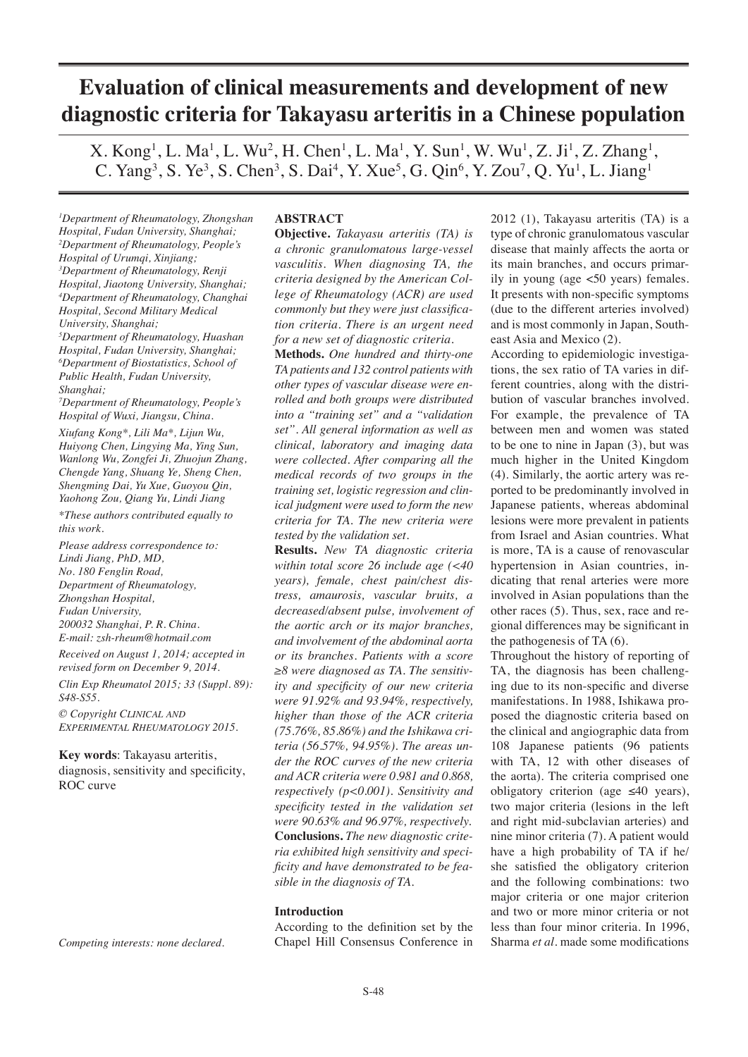# Evaluation of clinical measurements and development of new diagnostic criteria for Takayasu arteritis in a Chinese population

X. Kong[1], L. Ma[1], L. Wu[2], H. Chen[1], L. Ma[1], Y. Sun[1], W. Wu[1], Z. Ji[1], Z. Zhang[1], C. Yang[3], S. Ye[3], S. Chen[3], S. Dai[4], Y. Xue[5], G. Qin[6], Y. Zou[7], Q. Yu[1], L. Jiang[1]

*[1]Department of Rheumatology, Zhongshan Hospital, Fudan University, Shanghai; [2]Department of Rheumatology, People's Hospital of Urumqi, Xinjiang; [3]Department of Rheumatology, Renji Hospital, Jiaotong University, Shanghai; [4]Department of Rheumatology, Changhai Hospital, Second Military Medical University, Shanghai; [5]Department of Rheumatology, Huashan Hospital, Fudan University, Shanghai; [6]Department of Biostatistics, School of Public Health, Fudan University, Shanghai; [7]Department of Rheumatology, People's Hospital of Wuxi, Jiangsu, China.*

*Xiufang Kong\*, Lili Ma\*, Lijun Wu, Huiyong Chen, Lingying Ma, Ying Sun, Wanlong Wu, Zongfei Ji, Zhuojun Zhang, Chengde Yang, Shuang Ye, Sheng Chen, Shengming Dai, Yu Xue, Guoyou Qin, Yaohong Zou, Qiang Yu, Lindi Jiang*

*\*These authors contributed equally to this work.*

*Please address correspondence to: Lindi Jiang, PhD, MD, No. 180 Fenglin Road, Department of Rheumatology, Zhongshan Hospital, Fudan University, 200032 Shanghai, P. R. China. E-mail: zsh-rheum@hotmail.com*

*Received on August 1, 2014; accepted in revised form on December 9, 2014.*

*Clin Exp Rheumatol 2015; 33 (Suppl. 89): S48-S55.*

*© Copyright Clinical and Experimental Rheumatology 2015.*

**Key words**: Takayasu arteritis, diagnosis, sensitivity and specificity, ROC curve

*Competing interests: none declared.*

## ABSTRACT

**Objective.** *Takayasu arteritis (TA) is a chronic granulomatous large-vessel vasculitis. When diagnosing TA, the criteria designed by the American College of Rheumatology (ACR) are used commonly but they were just classification criteria. There is an urgent need for a new set of diagnostic criteria.*

**Methods.** *One hundred and thirty-one TA patients and 132 control patients with other types of vascular disease were enrolled and both groups were distributed into a "training set" and a "validation set". All general information as well as clinical, laboratory and imaging data were collected. After comparing all the medical records of two groups in the training set, logistic regression and clinical judgment were used to form the new criteria for TA. The new criteria were tested by the validation set.*

**Results.** *New TA diagnostic criteria within total score 26 include age (<40 years), female, chest pain/chest distress, amaurosis, vascular bruits, a decreased/absent pulse, involvement of the aortic arch or its major branches, and involvement of the abdominal aorta or its branches. Patients with a score ≥8 were diagnosed as TA. The sensitivity and specificity of our new criteria were 91.92% and 93.94%, respectively, higher than those of the ACR criteria (75.76%, 85.86%) and the Ishikawa criteria (56.57%, 94.95%). The areas under the ROC curves of the new criteria and ACR criteria were 0.981 and 0.868, respectively (p<0.001). Sensitivity and specificity tested in the validation set were 90.63% and 96.97%, respectively.*

**Conclusions.** *The new diagnostic criteria exhibited high sensitivity and specificity and have demonstrated to be feasible in the diagnosis of TA.*

## Introduction

According to the definition set by the Chapel Hill Consensus Conference in 2012 (1), Takayasu arteritis (TA) is a type of chronic granulomatous vascular disease that mainly affects the aorta or its main branches, and occurs primarily in young (age <50 years) females. It presents with non-specific symptoms (due to the different arteries involved) and is most commonly in Japan, Southeast Asia and Mexico (2).

According to epidemiologic investigations, the sex ratio of TA varies in different countries, along with the distribution of vascular branches involved. For example, the prevalence of TA between men and women was stated to be one to nine in Japan (3), but was much higher in the United Kingdom (4). Similarly, the aortic artery was reported to be predominantly involved in Japanese patients, whereas abdominal lesions were more prevalent in patients from Israel and Asian countries. What is more, TA is a cause of renovascular hypertension in Asian countries, indicating that renal arteries were more involved in Asian populations than the other races (5). Thus, sex, race and regional differences may be significant in the pathogenesis of TA (6).

Throughout the history of reporting of TA, the diagnosis has been challenging due to its non-specific and diverse manifestations. In 1988, Ishikawa proposed the diagnostic criteria based on the clinical and angiographic data from 108 Japanese patients (96 patients with TA, 12 with other diseases of the aorta). The criteria comprised one obligatory criterion (age ≤40 years), two major criteria (lesions in the left and right mid-subclavian arteries) and nine minor criteria (7). A patient would have a high probability of TA if he/she satisfied the obligatory criterion and the following combinations: two major criteria or one major criterion and two or more minor criteria or not less than four minor criteria. In 1996, Sharma *et al.* made some modifications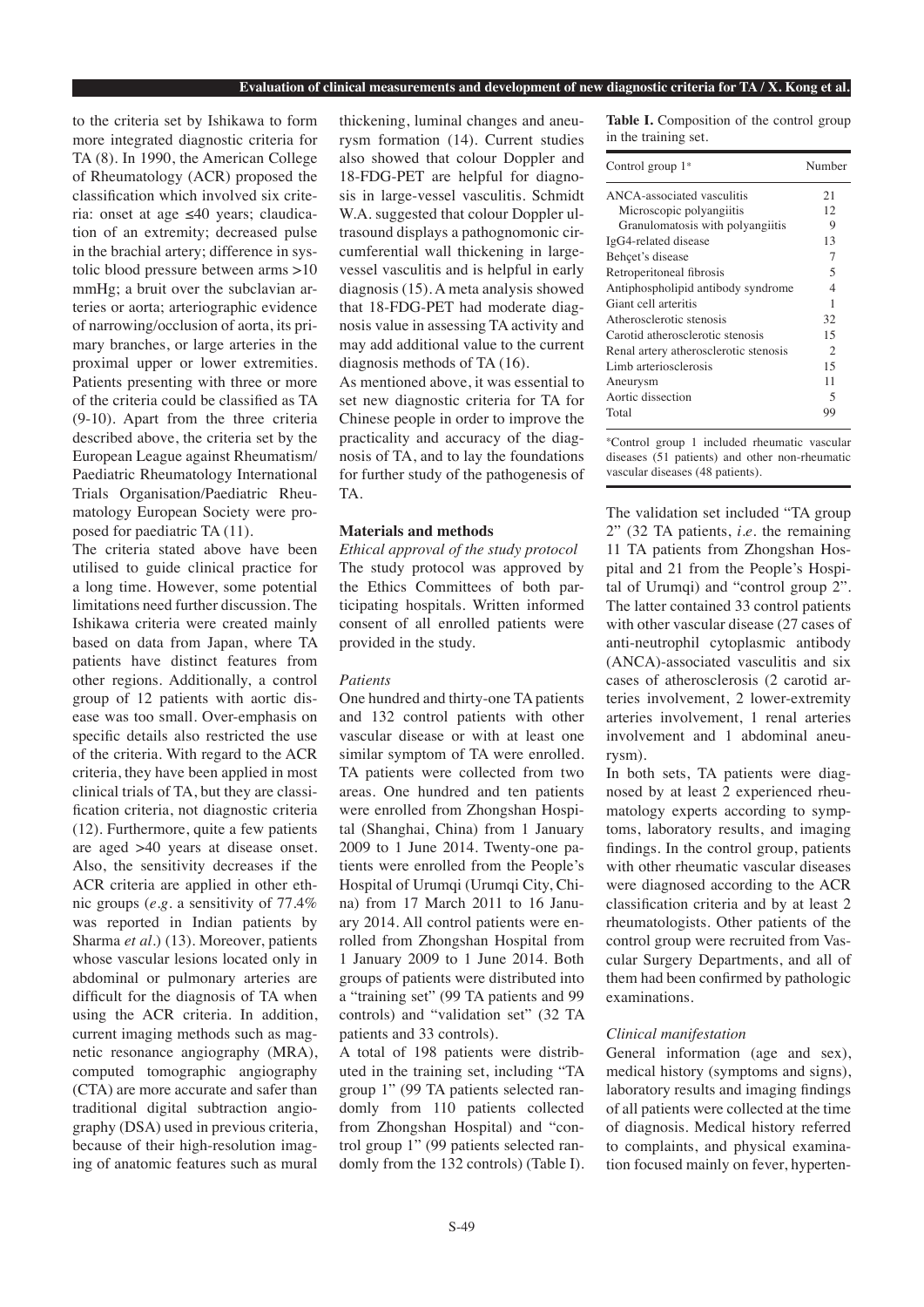to the criteria set by Ishikawa to form more integrated diagnostic criteria for TA (8). In 1990, the American College of Rheumatology (ACR) proposed the classification which involved six criteria: onset at age ≤40 years; claudication of an extremity; decreased pulse in the brachial artery; difference in systolic blood pressure between arms >10 mmHg; a bruit over the subclavian arteries or aorta; arteriographic evidence of narrowing/occlusion of aorta, its primary branches, or large arteries in the proximal upper or lower extremities. Patients presenting with three or more of the criteria could be classified as TA (9-10). Apart from the three criteria described above, the criteria set by the European League against Rheumatism/Paediatric Rheumatology International Trials Organisation/Paediatric Rheumatology European Society were proposed for paediatric TA (11).

The criteria stated above have been utilised to guide clinical practice for a long time. However, some potential limitations need further discussion. The Ishikawa criteria were created mainly based on data from Japan, where TA patients have distinct features from other regions. Additionally, a control group of 12 patients with aortic disease was too small. Over-emphasis on specific details also restricted the use of the criteria. With regard to the ACR criteria, they have been applied in most clinical trials of TA, but they are classification criteria, not diagnostic criteria (12). Furthermore, quite a few patients are aged >40 years at disease onset. Also, the sensitivity decreases if the ACR criteria are applied in other ethnic groups (*e.g.* a sensitivity of 77.4% was reported in Indian patients by Sharma *et al.*) (13). Moreover, patients whose vascular lesions located only in abdominal or pulmonary arteries are difficult for the diagnosis of TA when using the ACR criteria. In addition, current imaging methods such as magnetic resonance angiography (MRA), computed tomographic angiography (CTA) are more accurate and safer than traditional digital subtraction angiography (DSA) used in previous criteria, because of their high-resolution imaging of anatomic features such as mural thickening, luminal changes and aneurysm formation (14). Current studies also showed that colour Doppler and 18-FDG-PET are helpful for diagnosis in large-vessel vasculitis. Schmidt W.A. suggested that colour Doppler ultrasound displays a pathognomonic circumferential wall thickening in large-vessel vasculitis and is helpful in early diagnosis (15). A meta analysis showed that 18-FDG-PET had moderate diagnosis value in assessing TA activity and may add additional value to the current diagnosis methods of TA (16).

As mentioned above, it was essential to set new diagnostic criteria for TA for Chinese people in order to improve the practicality and accuracy of the diagnosis of TA, and to lay the foundations for further study of the pathogenesis of TA.

## Materials and methods

### *Ethical approval of the study protocol*

The study protocol was approved by the Ethics Committees of both participating hospitals. Written informed consent of all enrolled patients were provided in the study.

### *Patients*

One hundred and thirty-one TA patients and 132 control patients with other vascular disease or with at least one similar symptom of TA were enrolled. TA patients were collected from two areas. One hundred and ten patients were enrolled from Zhongshan Hospital (Shanghai, China) from 1 January 2009 to 1 June 2014. Twenty-one patients were enrolled from the People's Hospital of Urumqi (Urumqi City, China) from 17 March 2011 to 16 January 2014. All control patients were enrolled from Zhongshan Hospital from 1 January 2009 to 1 June 2014. Both groups of patients were distributed into a "training set" (99 TA patients and 99 controls) and "validation set" (32 TA patients and 33 controls).

A total of 198 patients were distributed in the training set, including "TA group 1" (99 TA patients selected randomly from 110 patients collected from Zhongshan Hospital) and "control group 1" (99 patients selected randomly from the 132 controls) (Table I).

**Table I.** Composition of the control group in the training set.

| Control group 1* | Number |
|---|---|
| ANCA-associated vasculitis | 21 |
| Microscopic polyangiitis | 12 |
| Granulomatosis with polyangiitis | 9 |
| IgG4-related disease | 13 |
| Behçet's disease | 7 |
| Retroperitoneal fibrosis | 5 |
| Antiphospholipid antibody syndrome | 4 |
| Giant cell arteritis | 1 |
| Atherosclerotic stenosis | 32 |
| Carotid atherosclerotic stenosis | 15 |
| Renal artery atherosclerotic stenosis | 2 |
| Limb arteriosclerosis | 15 |
| Aneurysm | 11 |
| Aortic dissection | 5 |
| Total | 99 |

*Control group 1 included rheumatic vascular diseases (51 patients) and other non-rheumatic vascular diseases (48 patients).

The validation set included "TA group 2" (32 TA patients, *i.e.* the remaining 11 TA patients from Zhongshan Hospital and 21 from the People's Hospital of Urumqi) and "control group 2". The latter contained 33 control patients with other vascular disease (27 cases of anti-neutrophil cytoplasmic antibody (ANCA)-associated vasculitis and six cases of atherosclerosis (2 carotid arteries involvement, 2 lower-extremity arteries involvement, 1 renal arteries involvement and 1 abdominal aneurysm).

In both sets, TA patients were diagnosed by at least 2 experienced rheumatology experts according to symptoms, laboratory results, and imaging findings. In the control group, patients with other rheumatic vascular diseases were diagnosed according to the ACR classification criteria and by at least 2 rheumatologists. Other patients of the control group were recruited from Vascular Surgery Departments, and all of them had been confirmed by pathologic examinations.

### *Clinical manifestation*

General information (age and sex), medical history (symptoms and signs), laboratory results and imaging findings of all patients were collected at the time of diagnosis. Medical history referred to complaints, and physical examination focused mainly on fever, hyperten-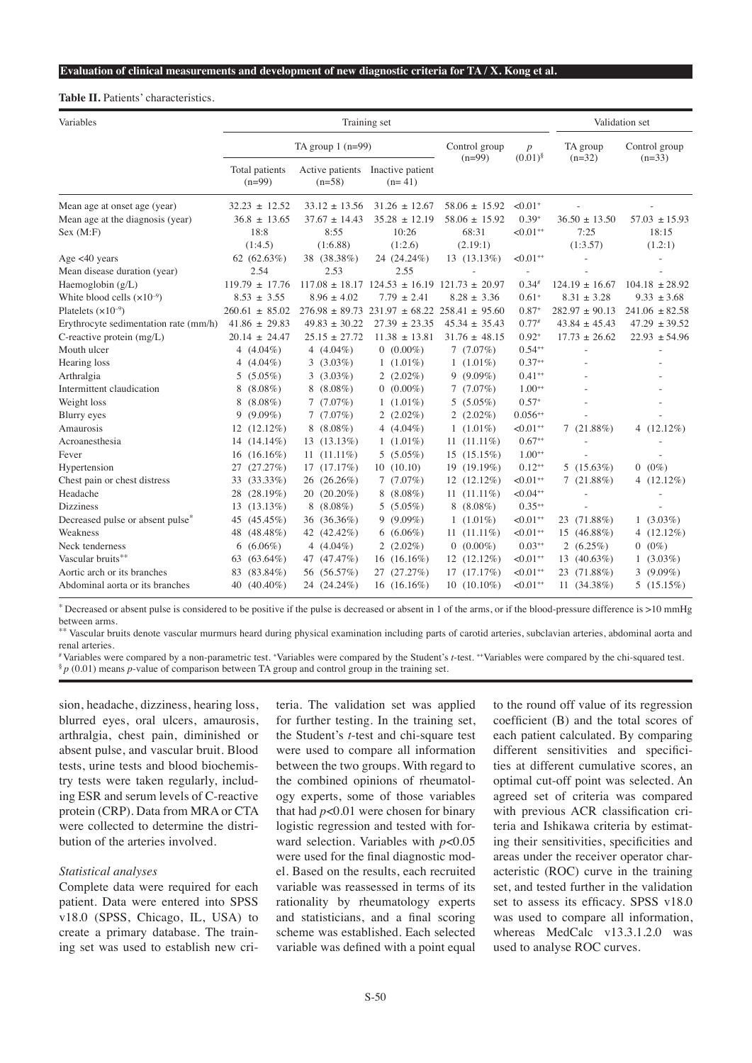**Table II.** Patients' characteristics.

| Variables | Training set | | | | | Validation set | |
|---|---|---|---|---|---|---|---|
| | TA group 1 (n=99) | | | Control group (n=99) | $p$ (0.01)[§] | TA group (n=32) | Control group (n=33) |
| | Total patients (n=99) | Active patients (n=58) | Inactive patient (n= 41) | | | | |
| Mean age at onset age (year) | 32.23 ± 12.52 | 33.12 ± 13.56 | 31.26 ± 12.67 | 58.06 ± 15.92 | <0.01[+] | - | - |
| Mean age at the diagnosis (year) | 36.8 ± 13.65 | 37.67 ± 14.43 | 35.28 ± 12.19 | 58.06 ± 15.92 | 0.39[+] | 36.50 ± 13.50 | 57.03 ± 15.93 |
| Sex (M:F) | 18:8 (1:4.5) | 8:55 (1:6.88) | 10:26 (1:2.6) | 68:31 (2.19:1) | <0.01[++] | 7:25 (1:3.57) | 18:15 (1.2:1) |
| Age <40 years | 62 (62.63%) | 38 (38.38%) | 24 (24.24%) | 13 (13.13%) | <0.01[++] | - | - |
| Mean disease duration (year) | 2.54 | 2.53 | 2.55 | - | - | - | - |
| Haemoglobin (g/L) | 119.79 ± 17.76 | 117.08 ± 18.17 | 124.53 ± 16.19 | 121.73 ± 20.97 | 0.34[#] | 124.19 ± 16.67 | 104.18 ± 28.92 |
| White blood cells (×10[-9]) | 8.53 ± 3.55 | 8.96 ± 4.02 | 7.79 ± 2.41 | 8.28 ± 3.36 | 0.61[+] | 8.31 ± 3.28 | 9.33 ± 3.68 |
| Platelets (×10[-9]) | 260.61 ± 85.02 | 276.98 ± 89.73 | 231.97 ± 68.22 | 258.41 ± 95.60 | 0.87[+] | 282.97 ± 90.13 | 241.06 ± 82.58 |
| Erythrocyte sedimentation rate (mm/h) | 41.86 ± 29.83 | 49.83 ± 30.22 | 27.39 ± 23.35 | 45.34 ± 35.43 | 0.77[#] | 43.84 ± 45.43 | 47.29 ± 39.52 |
| C-reactive protein (mg/L) | 20.14 ± 24.47 | 25.15 ± 27.72 | 11.38 ± 13.81 | 31.76 ± 48.15 | 0.92[+] | 17.73 ± 26.62 | 22.93 ± 54.96 |
| Mouth ulcer | 4 (4.04%) | 4 (4.04%) | 0 (0.00%) | 7 (7.07%) | 0.54[++] | - | - |
| Hearing loss | 4 (4.04%) | 3 (3.03%) | 1 (1.01%) | 1 (1.01%) | 0.37[++] | - | - |
| Arthralgia | 5 (5.05%) | 3 (3.03%) | 2 (2.02%) | 9 (9.09%) | 0.41[++] | - | - |
| Intermittent claudication | 8 (8.08%) | 8 (8.08%) | 0 (0.00%) | 7 (7.07%) | 1.00[++] | - | - |
| Weight loss | 8 (8.08%) | 7 (7.07%) | 1 (1.01%) | 5 (5.05%) | 0.57[+] | - | - |
| Blurry eyes | 9 (9.09%) | 7 (7.07%) | 2 (2.02%) | 2 (2.02%) | 0.056[++] | - | - |
| Amaurosis | 12 (12.12%) | 8 (8.08%) | 4 (4.04%) | 1 (1.01%) | <0.01[++] | 7 (21.88%) | 4 (12.12%) |
| Acroanesthesia | 14 (14.14%) | 13 (13.13%) | 1 (1.01%) | 11 (11.11%) | 0.67[++] | - | - |
| Fever | 16 (16.16%) | 11 (11.11%) | 5 (5.05%) | 15 (15.15%) | 1.00[++] | - | - |
| Hypertension | 27 (27.27%) | 17 (17.17%) | 10 (10.10) | 19 (19.19%) | 0.12[++] | 5 (15.63%) | 0 (0%) |
| Chest pain or chest distress | 33 (33.33%) | 26 (26.26%) | 7 (7.07%) | 12 (12.12%) | <0.01[++] | 7 (21.88%) | 4 (12.12%) |
| Headache | 28 (28.19%) | 20 (20.20%) | 8 (8.08%) | 11 (11.11%) | <0.04[++] | - | - |
| Dizziness | 13 (13.13%) | 8 (8.08%) | 5 (5.05%) | 8 (8.08%) | 0.35[++] | - | - |
| Decreased pulse or absent pulse* | 45 (45.45%) | 36 (36.36%) | 9 (9.09%) | 1 (1.01%) | <0.01[++] | 23 (71.88%) | 1 (3.03%) |
| Weakness | 48 (48.48%) | 42 (42.42%) | 6 (6.06%) | 11 (11.11%) | <0.01[++] | 15 (46.88%) | 4 (12.12%) |
| Neck tenderness | 6 (6.06%) | 4 (4.04%) | 2 (2.02%) | 0 (0.00%) | 0.03[++] | 2 (6.25%) | 0 (0%) |
| Vascular bruits** | 63 (63.64%) | 47 (47.47%) | 16 (16.16%) | 12 (12.12%) | <0.01[++] | 13 (40.63%) | 1 (3.03%) |
| Aortic arch or its branches | 83 (83.84%) | 56 (56.57%) | 27 (27.27%) | 17 (17.17%) | <0.01[++] | 23 (71.88%) | 3 (9.09%) |
| Abdominal aorta or its branches | 40 (40.40%) | 24 (24.24%) | 16 (16.16%) | 10 (10.10%) | <0.01[++] | 11 (34.38%) | 5 (15.15%) |

*Decreased or absent pulse is considered to be positive if the pulse is decreased or absent in 1 of the arms, or if the blood-pressure difference is >10 mmHg between arms.

**Vascular bruits denote vascular murmurs heard during physical examination including parts of carotid arteries, subclavian arteries, abdominal aorta and renal arteries.

[#]Variables were compared by a non-parametric test. [+]Variables were compared by the Student's *t*-test. [++]Variables were compared by the chi-squared test.

[§]*p* (0.01) means *p*-value of comparison between TA group and control group in the training set.

sion, headache, dizziness, hearing loss, blurred eyes, oral ulcers, amaurosis, arthralgia, chest pain, diminished or absent pulse, and vascular bruit. Blood tests, urine tests and blood biochemistry tests were taken regularly, including ESR and serum levels of C-reactive protein (CRP). Data from MRA or CTA were collected to determine the distribution of the arteries involved.

*Statistical analyses*

Complete data were required for each patient. Data were entered into SPSS v18.0 (SPSS, Chicago, IL, USA) to create a primary database. The training set was used to establish new criteria. The validation set was applied for further testing. In the training set, the Student's *t*-test and chi-square test were used to compare all information between the two groups. With regard to the combined opinions of rheumatology experts, some of those variables that had $p<0.01$ were chosen for binary logistic regression and tested with forward selection. Variables with $p<0.05$ were used for the final diagnostic model. Based on the results, each recruited variable was reassessed in terms of its rationality by rheumatology experts and statisticians, and a final scoring scheme was established. Each selected variable was defined with a point equal to the round off value of its regression coefficient (B) and the total scores of each patient calculated. By comparing different sensitivities and specificities at different cumulative scores, an optimal cut-off point was selected. An agreed set of criteria was compared with previous ACR classification criteria and Ishikawa criteria by estimating their sensitivities, specificities and areas under the receiver operator characteristic (ROC) curve in the training set, and tested further in the validation set to assess its efficacy. SPSS v18.0 was used to compare all information, whereas MedCalc v13.3.1.2.0 was used to analyse ROC curves.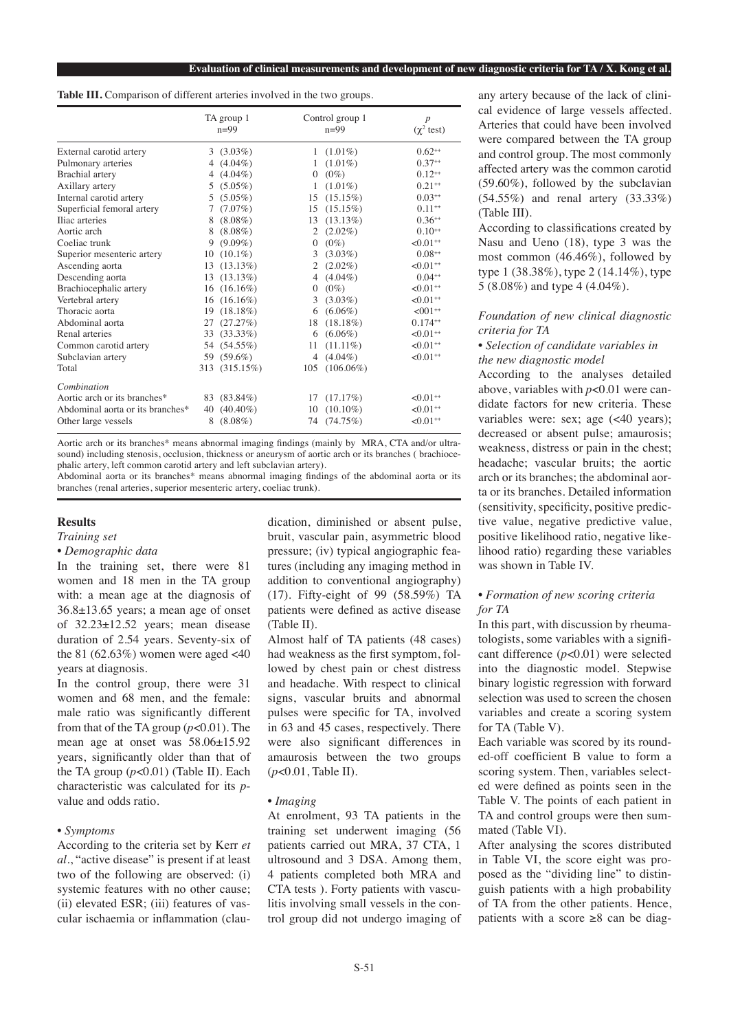**Table III.** Comparison of different arteries involved in the two groups.

| | TA group 1 n=99 | Control group 1 n=99 | $p$ ($\chi^2$ test) |
|---|---|---|---|
| External carotid artery | 3 (3.03%) | 1 (1.01%) | 0.62⁺⁺ |
| Pulmonary arteries | 4 (4.04%) | 1 (1.01%) | 0.37⁺⁺ |
| Brachial artery | 4 (4.04%) | 0 (0%) | 0.12⁺⁺ |
| Axillary artery | 5 (5.05%) | 1 (1.01%) | 0.21⁺⁺ |
| Internal carotid artery | 5 (5.05%) | 15 (15.15%) | 0.03⁺⁺ |
| Superficial femoral artery | 7 (7.07%) | 15 (15.15%) | 0.11⁺⁺ |
| Iliac arteries | 8 (8.08%) | 13 (13.13%) | 0.36⁺⁺ |
| Aortic arch | 8 (8.08%) | 2 (2.02%) | 0.10⁺⁺ |
| Coeliac trunk | 9 (9.09%) | 0 (0%) | <0.01⁺⁺ |
| Superior mesenteric artery | 10 (10.1%) | 3 (3.03%) | 0.08⁺⁺ |
| Ascending aorta | 13 (13.13%) | 2 (2.02%) | <0.01⁺⁺ |
| Descending aorta | 13 (13.13%) | 4 (4.04%) | 0.04⁺⁺ |
| Brachiocephalic artery | 16 (16.16%) | 0 (0%) | <0.01⁺⁺ |
| Vertebral artery | 16 (16.16%) | 3 (3.03%) | <0.01⁺⁺ |
| Thoracic aorta | 19 (18.18%) | 6 (6.06%) | <001⁺⁺ |
| Abdominal aorta | 27 (27.27%) | 18 (18.18%) | 0.174⁺⁺ |
| Renal arteries | 33 (33.33%) | 6 (6.06%) | <0.01⁺⁺ |
| Common carotid artery | 54 (54.55%) | 11 (11.11%) | <0.01⁺⁺ |
| Subclavian artery | 59 (59.6%) | 4 (4.04%) | <0.01⁺⁺ |
| Total | 313 (315.15%) | 105 (106.06%) | |
| *Combination* | | | |
| Aortic arch or its branches* | 83 (83.84%) | 17 (17.17%) | <0.01⁺⁺ |
| Abdominal aorta or its branches* | 40 (40.40%) | 10 (10.10%) | <0.01⁺⁺ |
| Other large vessels | 8 (8.08%) | 74 (74.75%) | <0.01⁺⁺ |

Aortic arch or its branches* means abnormal imaging findings (mainly by MRA, CTA and/or ultrasound) including stenosis, occlusion, thickness or aneurysm of aortic arch or its branches ( brachiocephalic artery, left common carotid artery and left subclavian artery).
Abdominal aorta or its branches* means abnormal imaging findings of the abdominal aorta or its branches (renal arteries, superior mesenteric artery, coeliac trunk).

## Results

### *Training set*

#### • *Demographic data*

In the training set, there were 81 women and 18 men in the TA group with: a mean age at the diagnosis of 36.8±13.65 years; a mean age of onset of 32.23±12.52 years; mean disease duration of 2.54 years. Seventy-six of the 81 (62.63%) women were aged <40 years at diagnosis.

In the control group, there were 31 women and 68 men, and the female: male ratio was significantly different from that of the TA group ($p$<0.01). The mean age at onset was 58.06±15.92 years, significantly older than that of the TA group ($p$<0.01) (Table II). Each characteristic was calculated for its $p$-value and odds ratio.

#### • *Symptoms*

According to the criteria set by Kerr *et al.*, "active disease" is present if at least two of the following are observed: (i) systemic features with no other cause; (ii) elevated ESR; (iii) features of vascular ischaemia or inflammation (claudication, diminished or absent pulse, bruit, vascular pain, asymmetric blood pressure; (iv) typical angiographic features (including any imaging method in addition to conventional angiography) (17). Fifty-eight of 99 (58.59%) TA patients were defined as active disease (Table II).

Almost half of TA patients (48 cases) had weakness as the first symptom, followed by chest pain or chest distress and headache. With respect to clinical signs, vascular bruits and abnormal pulses were specific for TA, involved in 63 and 45 cases, respectively. There were also significant differences in amaurosis between the two groups ($p$<0.01, Table II).

#### • *Imaging*

At enrolment, 93 TA patients in the training set underwent imaging (56 patients carried out MRA, 37 CTA, 1 ultrasound and 3 DSA. Among them, 4 patients completed both MRA and CTA tests ). Forty patients with vasculitis involving small vessels in the control group did not undergo imaging of any artery because of the lack of clinical evidence of large vessels affected. Arteries that could have been involved were compared between the TA group and control group. The most commonly affected artery was the common carotid (59.60%), followed by the subclavian (54.55%) and renal artery (33.33%) (Table III).

According to classifications created by Nasu and Ueno (18), type 3 was the most common (46.46%), followed by type 1 (38.38%), type 2 (14.14%), type 5 (8.08%) and type 4 (4.04%).

### *Foundation of new clinical diagnostic criteria for TA*

#### • *Selection of candidate variables in the new diagnostic model*

According to the analyses detailed above, variables with $p$<0.01 were candidate factors for new criteria. These variables were: sex; age (<40 years); decreased or absent pulse; amaurosis; weakness, distress or pain in the chest; headache; vascular bruits; the aortic arch or its branches; the abdominal aorta or its branches. Detailed information (sensitivity, specificity, positive predictive value, negative predictive value, positive likelihood ratio, negative likelihood ratio) regarding these variables was shown in Table IV.

#### • *Formation of new scoring criteria for TA*

In this part, with discussion by rheumatologists, some variables with a significant difference ($p$<0.01) were selected into the diagnostic model. Stepwise binary logistic regression with forward selection was used to screen the chosen variables and create a scoring system for TA (Table V).

Each variable was scored by its rounded-off coefficient B value to form a scoring system. Then, variables selected were defined as points seen in the Table V. The points of each patient in TA and control groups were then summated (Table VI).

After analysing the scores distributed in Table VI, the score eight was proposed as the "dividing line" to distinguish patients with a high probability of TA from the other patients. Hence, patients with a score ≥8 can be diag-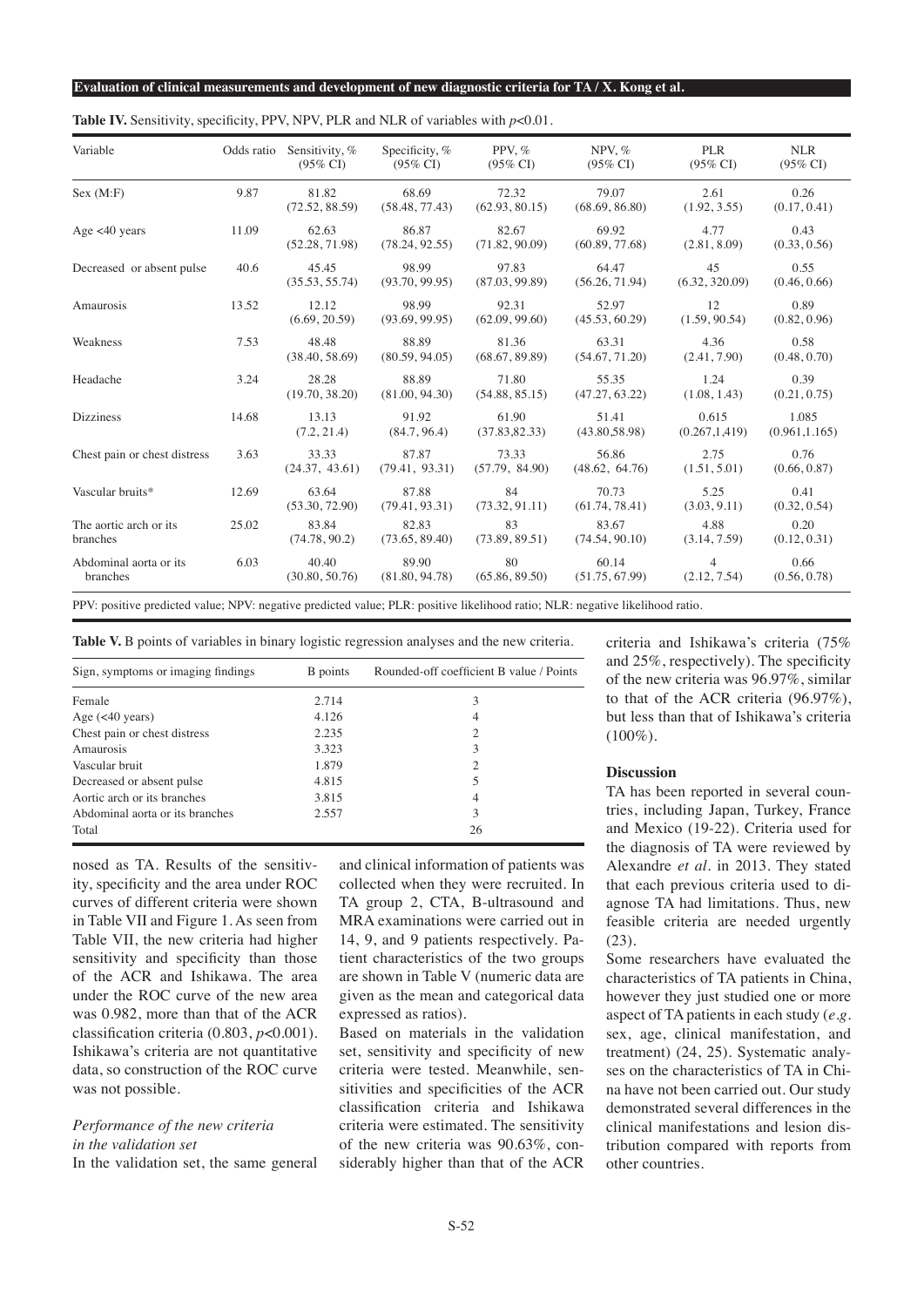**Table IV.** Sensitivity, specificity, PPV, NPV, PLR and NLR of variables with $p$<0.01.

| Variable | Odds ratio | Sensitivity, % (95% CI) | Specificity, % (95% CI) | PPV, % (95% CI) | NPV, % (95% CI) | PLR (95% CI) | NLR (95% CI) |
|---|---|---|---|---|---|---|---|
| Sex (M:F) | 9.87 | 81.82 (72.52, 88.59) | 68.69 (58.48, 77.43) | 72.32 (62.93, 80.15) | 79.07 (68.69, 86.80) | 2.61 (1.92, 3.55) | 0.26 (0.17, 0.41) |
| Age <40 years | 11.09 | 62.63 (52.28, 71.98) | 86.87 (78.24, 92.55) | 82.67 (71.82, 90.09) | 69.92 (60.89, 77.68) | 4.77 (2.81, 8.09) | 0.43 (0.33, 0.56) |
| Decreased or absent pulse | 40.6 | 45.45 (35.53, 55.74) | 98.99 (93.70, 99.95) | 97.83 (87.03, 99.89) | 64.47 (56.26, 71.94) | 45 (6.32, 320.09) | 0.55 (0.46, 0.66) |
| Amaurosis | 13.52 | 12.12 (6.69, 20.59) | 98.99 (93.69, 99.95) | 92.31 (62.09, 99.60) | 52.97 (45.53, 60.29) | 12 (1.59, 90.54) | 0.89 (0.82, 0.96) |
| Weakness | 7.53 | 48.48 (38.40, 58.69) | 88.89 (80.59, 94.05) | 81.36 (68.67, 89.89) | 63.31 (54.67, 71.20) | 4.36 (2.41, 7.90) | 0.58 (0.48, 0.70) |
| Headache | 3.24 | 28.28 (19.70, 38.20) | 88.89 (81.00, 94.30) | 71.80 (54.88, 85.15) | 55.35 (47.27, 63.22) | 1.24 (1.08, 1.43) | 0.39 (0.21, 0.75) |
| Dizziness | 14.68 | 13.13 (7.2, 21.4) | 91.92 (84.7, 96.4) | 61.90 (37.83,82.33) | 51.41 (43.80,58.98) | 0.615 (0.267,1,419) | 1.085 (0.961,1.165) |
| Chest pain or chest distress | 3.63 | 33.33 (24.37, 43.61) | 87.87 (79.41, 93.31) | 73.33 (57.79, 84.90) | 56.86 (48.62, 64.76) | 2.75 (1.51, 5.01) | 0.76 (0.66, 0.87) |
| Vascular bruits* | 12.69 | 63.64 (53.30, 72.90) | 87.88 (79.41, 93.31) | 84 (73.32, 91.11) | 70.73 (61.74, 78.41) | 5.25 (3.03, 9.11) | 0.41 (0.32, 0.54) |
| The aortic arch or its branches | 25.02 | 83.84 (74.78, 90.2) | 82.83 (73.65, 89.40) | 83 (73.89, 89.51) | 83.67 (74.54, 90.10) | 4.88 (3.14, 7.59) | 0.20 (0.12, 0.31) |
| Abdominal aorta or its branches | 6.03 | 40.40 (30.80, 50.76) | 89.90 (81.80, 94.78) | 80 (65.86, 89.50) | 60.14 (51.75, 67.99) | 4 (2.12, 7.54) | 0.66 (0.56, 0.78) |

PPV: positive predicted value; NPV: negative predicted value; PLR: positive likelihood ratio; NLR: negative likelihood ratio.

**Table V.** B points of variables in binary logistic regression analyses and the new criteria.

| Sign, symptoms or imaging findings | B points | Rounded-off coefficient B value / Points |
|---|---|---|
| Female | 2.714 | 3 |
| Age (<40 years) | 4.126 | 4 |
| Chest pain or chest distress | 2.235 | 2 |
| Amaurosis | 3.323 | 3 |
| Vascular bruit | 1.879 | 2 |
| Decreased or absent pulse | 4.815 | 5 |
| Aortic arch or its branches | 3.815 | 4 |
| Abdominal aorta or its branches | 2.557 | 3 |
| Total | | 26 |

nosed as TA. Results of the sensitivity, specificity and the area under ROC curves of different criteria were shown in Table VII and Figure 1. As seen from Table VII, the new criteria had higher sensitivity and specificity than those of the ACR and Ishikawa. The area under the ROC curve of the new area was 0.982, more than that of the ACR classification criteria (0.803, $p$<0.001). Ishikawa's criteria are not quantitative data, so construction of the ROC curve was not possible.

### *Performance of the new criteria in the validation set*

In the validation set, the same general and clinical information of patients was collected when they were recruited. In TA group 2, CTA, B-ultrasound and MRA examinations were carried out in 14, 9, and 9 patients respectively. Patient characteristics of the two groups are shown in Table V (numeric data are given as the mean and categorical data expressed as ratios).

Based on materials in the validation set, sensitivity and specificity of new criteria were tested. Meanwhile, sensitivities and specificities of the ACR classification criteria and Ishikawa criteria were estimated. The sensitivity of the new criteria was 90.63%, considerably higher than that of the ACR criteria and Ishikawa's criteria (75% and 25%, respectively). The specificity of the new criteria was 96.97%, similar to that of the ACR criteria (96.97%), but less than that of Ishikawa's criteria (100%).

## Discussion

TA has been reported in several countries, including Japan, Turkey, France and Mexico (19-22). Criteria used for the diagnosis of TA were reviewed by Alexandre *et al.* in 2013. They stated that each previous criteria used to diagnose TA had limitations. Thus, new feasible criteria are needed urgently (23).

Some researchers have evaluated the characteristics of TA patients in China, however they just studied one or more aspect of TA patients in each study (*e.g.* sex, age, clinical manifestation, and treatment) (24, 25). Systematic analyses on the characteristics of TA in China have not been carried out. Our study demonstrated several differences in the clinical manifestations and lesion distribution compared with reports from other countries.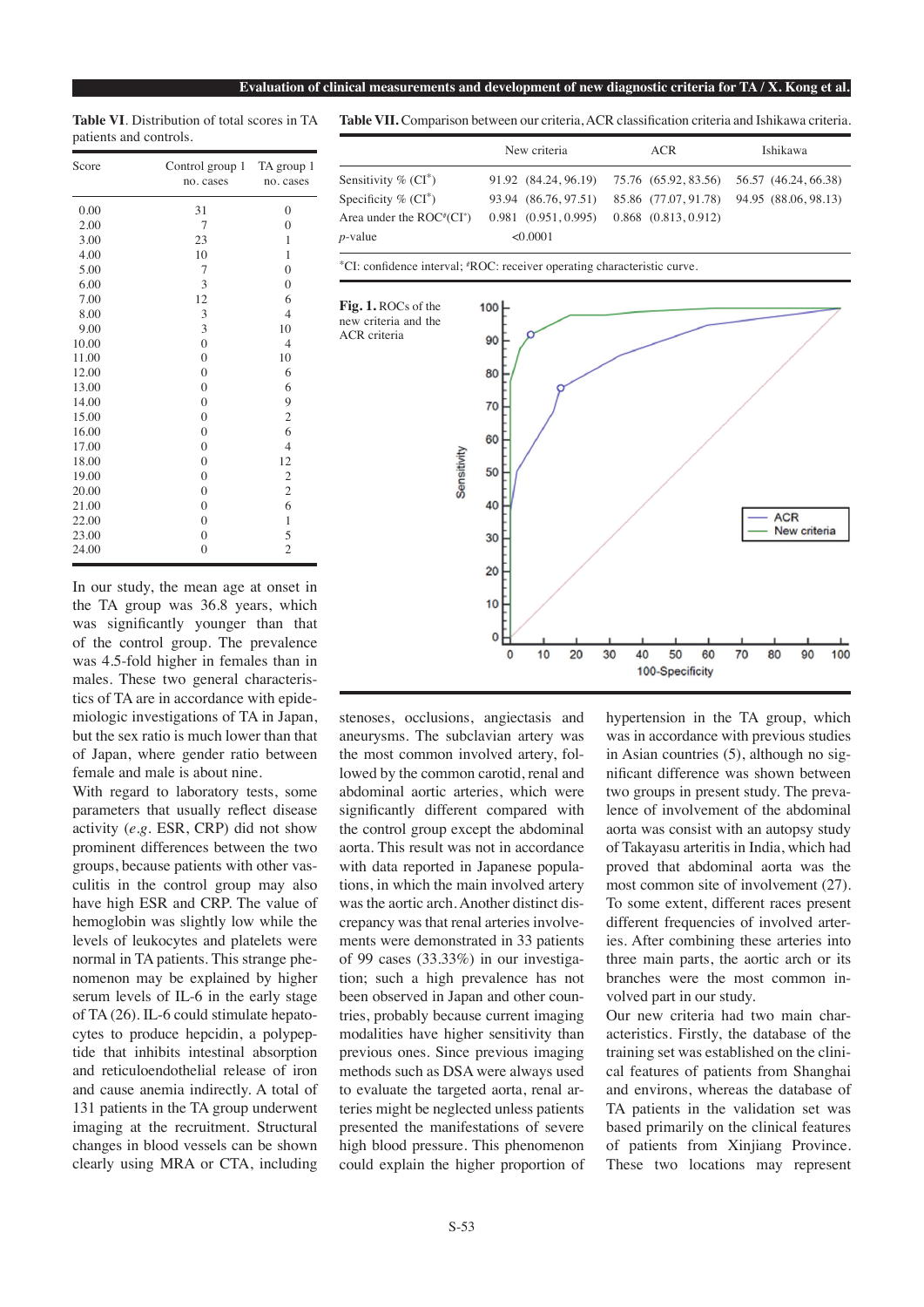**Table VI**. Distribution of total scores in TA patients and controls.

| Score | Control group 1 no. cases | TA group 1 no. cases |
|---|---|---|
| 0.00 | 31 | 0 |
| 2.00 | 7 | 0 |
| 3.00 | 23 | 1 |
| 4.00 | 10 | 1 |
| 5.00 | 7 | 0 |
| 6.00 | 3 | 0 |
| 7.00 | 12 | 6 |
| 8.00 | 3 | 4 |
| 9.00 | 3 | 10 |
| 10.00 | 0 | 4 |
| 11.00 | 0 | 10 |
| 12.00 | 0 | 6 |
| 13.00 | 0 | 6 |
| 14.00 | 0 | 9 |
| 15.00 | 0 | 2 |
| 16.00 | 0 | 6 |
| 17.00 | 0 | 4 |
| 18.00 | 0 | 12 |
| 19.00 | 0 | 2 |
| 20.00 | 0 | 2 |
| 21.00 | 0 | 6 |
| 22.00 | 0 | 1 |
| 23.00 | 0 | 5 |
| 24.00 | 0 | 2 |

**Table VII.** Comparison between our criteria, ACR classification criteria and Ishikawa criteria.

| | New criteria | ACR | Ishikawa |
|---|---|---|---|
| Sensitivity % (CI*) | 91.92 (84.24, 96.19) | 75.76 (65.92, 83.56) | 56.57 (46.24, 66.38) |
| Specificity % (CI*) | 93.94 (86.76, 97.51) | 85.86 (77.07, 91.78) | 94.95 (88.06, 98.13) |
| Area under the ROC#(CI*) | 0.981 (0.951, 0.995) | 0.868 (0.813, 0.912) | |
| *p*-value | <0.0001 | | |

*CI: confidence interval; #ROC: receiver operating characteristic curve.

**Fig. 1.** ROCs of the new criteria and the ACR criteria

In our study, the mean age at onset in the TA group was 36.8 years, which was significantly younger than that of the control group. The prevalence was 4.5-fold higher in females than in males. These two general characteristics of TA are in accordance with epidemiologic investigations of TA in Japan, but the sex ratio is much lower than that of Japan, where gender ratio between female and male is about nine.

With regard to laboratory tests, some parameters that usually reflect disease activity (*e.g.* ESR, CRP) did not show prominent differences between the two groups, because patients with other vasculitis in the control group may also have high ESR and CRP. The value of hemoglobin was slightly low while the levels of leukocytes and platelets were normal in TA patients. This strange phenomenon may be explained by higher serum levels of IL-6 in the early stage of TA (26). IL-6 could stimulate hepatocytes to produce hepcidin, a polypeptide that inhibits intestinal absorption and reticuloendothelial release of iron and cause anemia indirectly. A total of 131 patients in the TA group underwent imaging at the recruitment. Structural changes in blood vessels can be shown clearly using MRA or CTA, including stenoses, occlusions, angiectasis and aneurysms. The subclavian artery was the most common involved artery, followed by the common carotid, renal and abdominal aortic arteries, which were significantly different compared with the control group except the abdominal aorta. This result was not in accordance with data reported in Japanese populations, in which the main involved artery was the aortic arch. Another distinct discrepancy was that renal arteries involvements were demonstrated in 33 patients of 99 cases (33.33%) in our investigation; such a high prevalence has not been observed in Japan and other countries, probably because current imaging modalities have higher sensitivity than previous ones. Since previous imaging methods such as DSA were always used to evaluate the targeted aorta, renal arteries might be neglected unless patients presented the manifestations of severe high blood pressure. This phenomenon could explain the higher proportion of hypertension in the TA group, which was in accordance with previous studies in Asian countries (5), although no significant difference was shown between two groups in present study. The prevalence of involvement of the abdominal aorta was consist with an autopsy study of Takayasu arteritis in India, which had proved that abdominal aorta was the most common site of involvement (27). To some extent, different races present different frequencies of involved arteries. After combining these arteries into three main parts, the aortic arch or its branches were the most common involved part in our study.

Our new criteria had two main characteristics. Firstly, the database of the training set was established on the clinical features of patients from Shanghai and environs, whereas the database of TA patients in the validation set was based primarily on the clinical features of patients from Xinjiang Province. These two locations may represent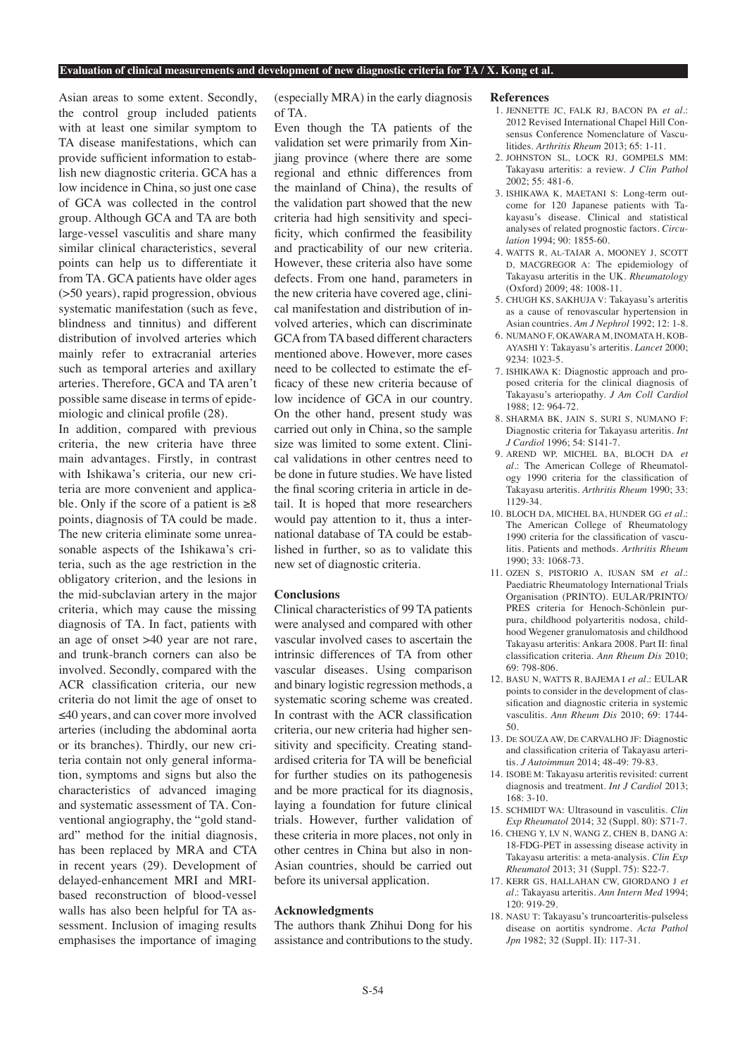Asian areas to some extent. Secondly, the control group included patients with at least one similar symptom to TA disease manifestations, which can provide sufficient information to establish new diagnostic criteria. GCA has a low incidence in China, so just one case of GCA was collected in the control group. Although GCA and TA are both large-vessel vasculitis and share many similar clinical characteristics, several points can help us to differentiate it from TA. GCA patients have older ages (>50 years), rapid progression, obvious systematic manifestation (such as feve, blindness and tinnitus) and different distribution of involved arteries which mainly refer to extracranial arteries such as temporal arteries and axillary arteries. Therefore, GCA and TA aren't possible same disease in terms of epidemiologic and clinical profile (28).

In addition, compared with previous criteria, the new criteria have three main advantages. Firstly, in contrast with Ishikawa's criteria, our new criteria are more convenient and applicable. Only if the score of a patient is ≥8 points, diagnosis of TA could be made. The new criteria eliminate some unreasonable aspects of the Ishikawa's criteria, such as the age restriction in the obligatory criterion, and the lesions in the mid-subclavian artery in the major criteria, which may cause the missing diagnosis of TA. In fact, patients with an age of onset >40 year are not rare, and trunk-branch corners can also be involved. Secondly, compared with the ACR classification criteria, our new criteria do not limit the age of onset to ≤40 years, and can cover more involved arteries (including the abdominal aorta or its branches). Thirdly, our new criteria contain not only general information, symptoms and signs but also the characteristics of advanced imaging and systematic assessment of TA. Conventional angiography, the "gold standard" method for the initial diagnosis, has been replaced by MRA and CTA in recent years (29). Development of delayed-enhancement MRI and MRI-based reconstruction of blood-vessel walls has also been helpful for TA assessment. Inclusion of imaging results emphasises the importance of imaging (especially MRA) in the early diagnosis of TA.

Even though the TA patients of the validation set were primarily from Xinjiang province (where there are some regional and ethnic differences from the mainland of China), the results of the validation part showed that the new criteria had high sensitivity and specificity, which confirmed the feasibility and practicability of our new criteria. However, these criteria also have some defects. From one hand, parameters in the new criteria have covered age, clinical manifestation and distribution of involved arteries, which can discriminate GCA from TA based different characters mentioned above. However, more cases need to be collected to estimate the efficacy of these new criteria because of low incidence of GCA in our country. On the other hand, present study was carried out only in China, so the sample size was limited to some extent. Clinical validations in other centres need to be done in future studies. We have listed the final scoring criteria in article in detail. It is hoped that more researchers would pay attention to it, thus a international database of TA could be established in further, so as to validate this new set of diagnostic criteria.

## Conclusions

Clinical characteristics of 99 TA patients were analysed and compared with other vascular involved cases to ascertain the intrinsic differences of TA from other vascular diseases. Using comparison and binary logistic regression methods, a systematic scoring scheme was created. In contrast with the ACR classification criteria, our new criteria had higher sensitivity and specificity. Creating standardised criteria for TA will be beneficial for further studies on its pathogenesis and be more practical for its diagnosis, laying a foundation for future clinical trials. However, further validation of these criteria in more places, not only in other centres in China but also in non-Asian countries, should be carried out before its universal application.

## Acknowledgments

The authors thank Zhihui Dong for his assistance and contributions to the study.

## References

1. JENNETTE JC, FALK RJ, BACON PA *et al.*: 2012 Revised International Chapel Hill Consensus Conference Nomenclature of Vasculitides. *Arthritis Rheum* 2013; 65: 1-11.
2. JOHNSTON SL, LOCK RJ, GOMPELS MM: Takayasu arteritis: a review. *J Clin Pathol* 2002; 55: 481-6.
3. ISHIKAWA K, MAETANI S: Long-term outcome for 120 Japanese patients with Takayasu's disease. Clinical and statistical analyses of related prognostic factors. *Circulation* 1994; 90: 1855-60.
4. WATTS R, AL-TAIAR A, MOONEY J, SCOTT D, MACGREGOR A: The epidemiology of Takayasu arteritis in the UK. *Rheumatology* (Oxford) 2009; 48: 1008-11.
5. CHUGH KS, SAKHUJA V: Takayasu's arteritis as a cause of renovascular hypertension in Asian countries. *Am J Nephrol* 1992; 12: 1-8.
6. NUMANO F, OKAWARA M, INOMATA H, KOBAYASHI Y: Takayasu's arteritis. *Lancet* 2000; 9234: 1023-5.
7. ISHIKAWA K: Diagnostic approach and proposed criteria for the clinical diagnosis of Takayasu's arteriopathy. *J Am Coll Cardiol* 1988; 12: 964-72.
8. SHARMA BK, JAIN S, SURI S, NUMANO F: Diagnostic criteria for Takayasu arteritis. *Int J Cardiol* 1996; 54: S141-7.
9. AREND WP, MICHEL BA, BLOCH DA *et al.*: The American College of Rheumatology 1990 criteria for the classification of Takayasu arteritis. *Arthritis Rheum* 1990; 33: 1129-34.
10. BLOCH DA, MICHEL BA, HUNDER GG *et al.*: The American College of Rheumatology 1990 criteria for the classification of vasculitis. Patients and methods. *Arthritis Rheum* 1990; 33: 1068-73.
11. OZEN S, PISTORIO A, IUSAN SM *et al.*: Paediatric Rheumatology International Trials Organisation (PRINTO). EULAR/PRINTO/PRES criteria for Henoch-Schönlein purpura, childhood polyarteritis nodosa, childhood Wegener granulomatosis and childhood Takayasu arteritis: Ankara 2008. Part II: final classification criteria. *Ann Rheum Dis* 2010; 69: 798-806.
12. BASU N, WATTS R, BAJEMA I *et al.*: EULAR points to consider in the development of classification and diagnostic criteria in systemic vasculitis. *Ann Rheum Dis* 2010; 69: 1744-50.
13. DE SOUZA AW, DE CARVALHO JF: Diagnostic and classification criteria of Takayasu arteritis. *J Autoimmun* 2014; 48-49: 79-83.
14. ISOBE M: Takayasu arteritis revisited: current diagnosis and treatment. *Int J Cardiol* 2013; 168: 3-10.
15. SCHMIDT WA: Ultrasound in vasculitis. *Clin Exp Rheumatol* 2014; 32 (Suppl. 80): S71-7.
16. CHENG Y, LV N, WANG Z, CHEN B, DANG A: 18-FDG-PET in assessing disease activity in Takayasu arteritis: a meta-analysis. *Clin Exp Rheumatol* 2013; 31 (Suppl. 75): S22-7.
17. KERR GS, HALLAHAN CW, GIORDANO J *et al.*: Takayasu arteritis. *Ann Intern Med* 1994; 120: 919-29.
18. NASU T: Takayasu's truncoarteritis-pulseless disease on aortitis syndrome. *Acta Pathol Jpn* 1982; 32 (Suppl. II): 117-31.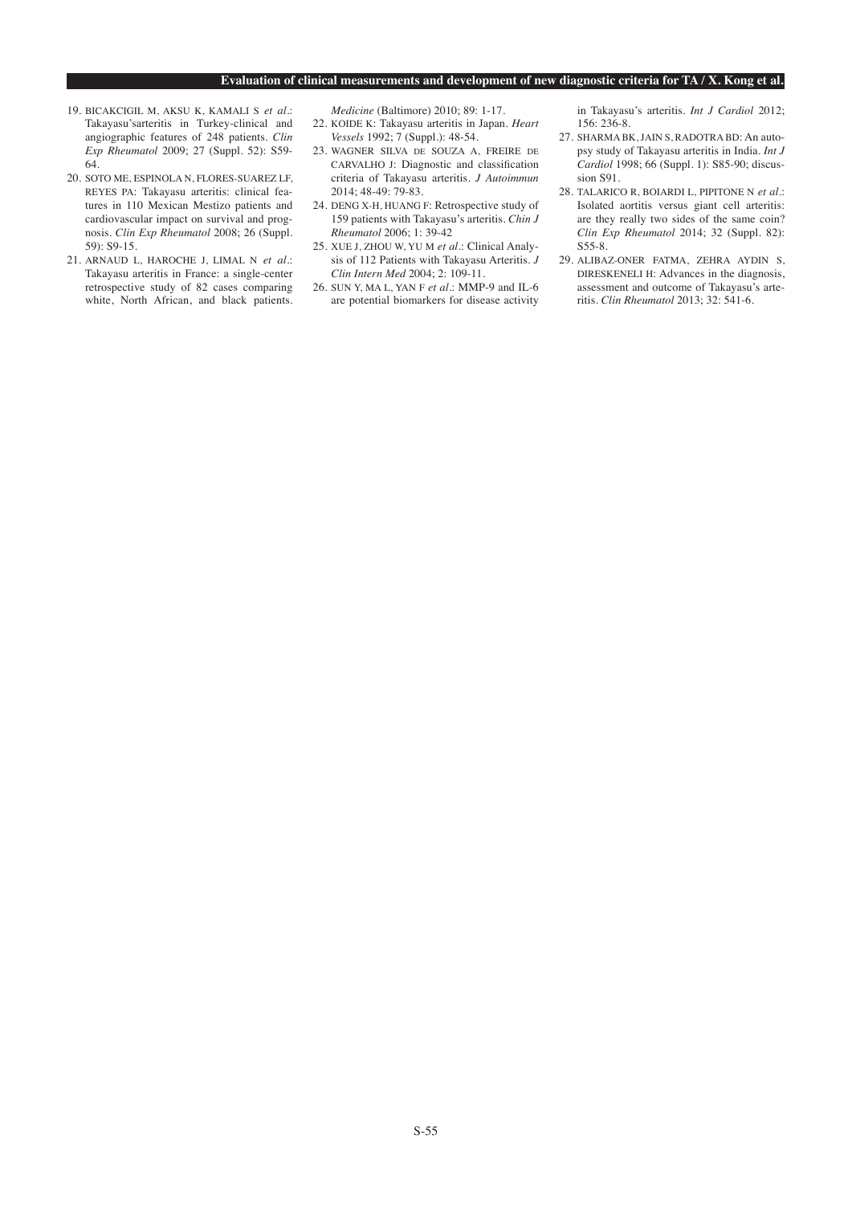19. BICAKCIGIL M, AKSU K, KAMALI S *et al.*: Takayasu'sarteritis in Turkey-clinical and angiographic features of 248 patients. *Clin Exp Rheumatol* 2009; 27 (Suppl. 52): S59-64.
20. SOTO ME, ESPINOLA N, FLORES-SUAREZ LF, REYES PA: Takayasu arteritis: clinical features in 110 Mexican Mestizo patients and cardiovascular impact on survival and prognosis. *Clin Exp Rheumatol* 2008; 26 (Suppl. 59): S9-15.
21. ARNAUD L, HAROCHE J, LIMAL N *et al.*: Takayasu arteritis in France: a single-center retrospective study of 82 cases comparing white, North African, and black patients. *Medicine* (Baltimore) 2010; 89: 1-17.
22. KOIDE K: Takayasu arteritis in Japan. *Heart Vessels* 1992; 7 (Suppl.): 48-54.
23. WAGNER SILVA DE SOUZA A, FREIRE DE CARVALHO J: Diagnostic and classification criteria of Takayasu arteritis. *J Autoimmun* 2014; 48-49: 79-83.
24. DENG X-H, HUANG F: Retrospective study of 159 patients with Takayasu's arteritis. *Chin J Rheumatol* 2006; 1: 39-42
25. XUE J, ZHOU W, YU M *et al.*: Clinical Analysis of 112 Patients with Takayasu Arteritis. *J Clin Intern Med* 2004; 2: 109-11.
26. SUN Y, MA L, YAN F *et al.*: MMP-9 and IL-6 are potential biomarkers for disease activity in Takayasu's arteritis. *Int J Cardiol* 2012; 156: 236-8.
27. SHARMA BK, JAIN S, RADOTRA BD: An autopsy study of Takayasu arteritis in India. *Int J Cardiol* 1998; 66 (Suppl. 1): S85-90; discussion S91.
28. TALARICO R, BOIARDI L, PIPITONE N *et al.*: Isolated aortitis versus giant cell arteritis: are they really two sides of the same coin? *Clin Exp Rheumatol* 2014; 32 (Suppl. 82): S55-8.
29. ALIBAZ-ONER FATMA, ZEHRA AYDIN S, DIRESKENELI H: Advances in the diagnosis, assessment and outcome of Takayasu's arteritis. *Clin Rheumatol* 2013; 32: 541-6.